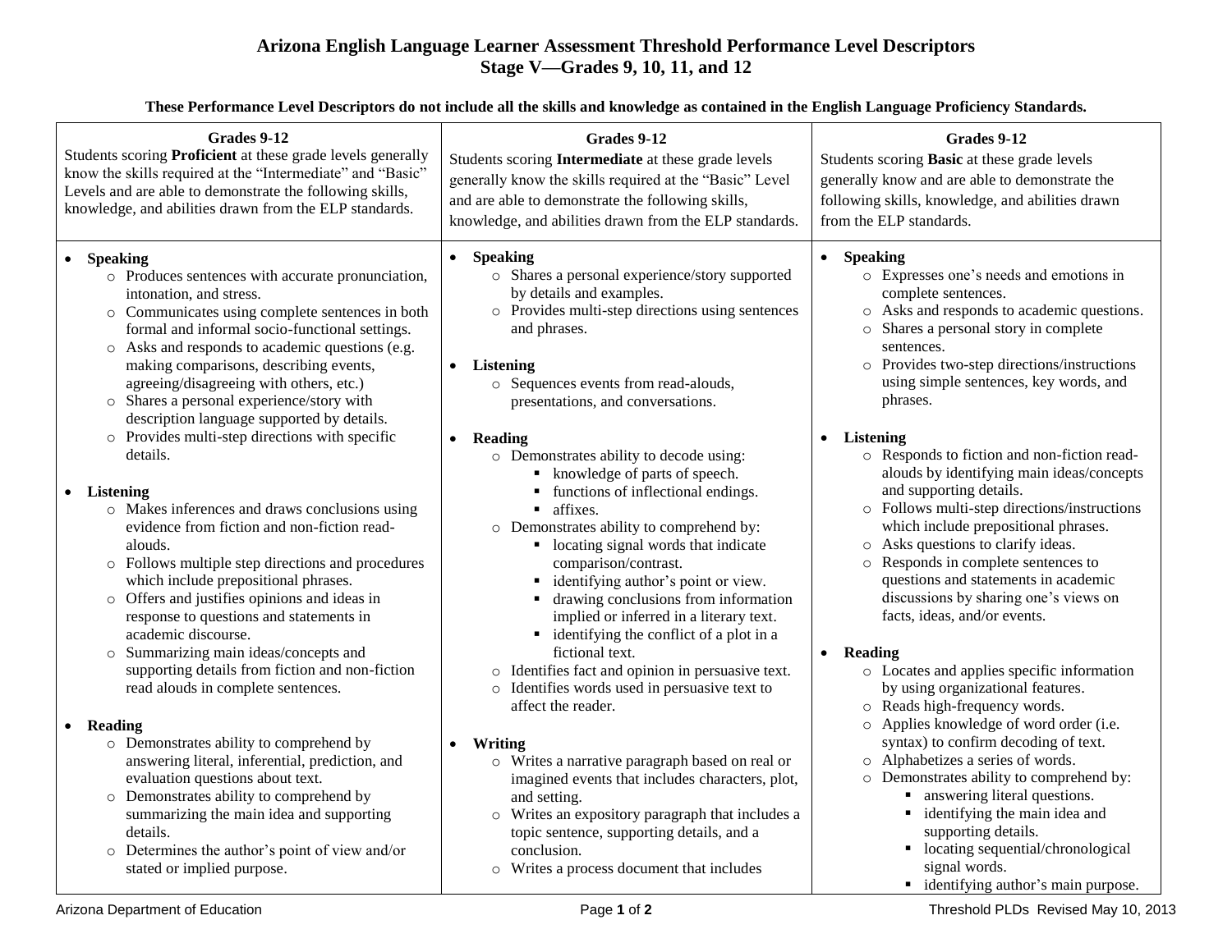# Arizona English Language Learner Assessment Threshold Performance Level Descriptors
## Stage V—Grades 9, 10, 11, and 12

**These Performance Level Descriptors do not include all the skills and knowledge as contained in the English Language Proficiency Standards.**

### Grades 9-12

Students scoring **Proficient** at these grade levels generally know the skills required at the "Intermediate" and "Basic" Levels and are able to demonstrate the following skills, knowledge, and abilities drawn from the ELP standards.

- **Speaking**
  - Produces sentences with accurate pronunciation, intonation, and stress.
  - Communicates using complete sentences in both formal and informal socio-functional settings.
  - Asks and responds to academic questions (e.g. making comparisons, describing events, agreeing/disagreeing with others, etc.)
  - Shares a personal experience/story with description language supported by details.
  - Provides multi-step directions with specific details.
- **Listening**
  - Makes inferences and draws conclusions using evidence from fiction and non-fiction read-alouds.
  - Follows multiple step directions and procedures which include prepositional phrases.
  - Offers and justifies opinions and ideas in response to questions and statements in academic discourse.
  - Summarizing main ideas/concepts and supporting details from fiction and non-fiction read alouds in complete sentences.
- **Reading**
  - Demonstrates ability to comprehend by answering literal, inferential, prediction, and evaluation questions about text.
  - Demonstrates ability to comprehend by summarizing the main idea and supporting details.
  - Determines the author's point of view and/or stated or implied purpose.

### Grades 9-12

Students scoring **Intermediate** at these grade levels generally know the skills required at the "Basic" Level and are able to demonstrate the following skills, knowledge, and abilities drawn from the ELP standards.

- **Speaking**
  - Shares a personal experience/story supported by details and examples.
  - Provides multi-step directions using sentences and phrases.
- **Listening**
  - Sequences events from read-alouds, presentations, and conversations.
- **Reading**
  - Demonstrates ability to decode using:
    - knowledge of parts of speech.
    - functions of inflectional endings.
    - affixes.
  - Demonstrates ability to comprehend by:
    - locating signal words that indicate comparison/contrast.
    - identifying author's point or view.
    - drawing conclusions from information implied or inferred in a literary text.
    - identifying the conflict of a plot in a fictional text.
  - Identifies fact and opinion in persuasive text.
  - Identifies words used in persuasive text to affect the reader.
- **Writing**
  - Writes a narrative paragraph based on real or imagined events that includes characters, plot, and setting.
  - Writes an expository paragraph that includes a topic sentence, supporting details, and a conclusion.
  - Writes a process document that includes

### Grades 9-12

Students scoring **Basic** at these grade levels generally know and are able to demonstrate the following skills, knowledge, and abilities drawn from the ELP standards.

- **Speaking**
  - Expresses one's needs and emotions in complete sentences.
  - Asks and responds to academic questions.
  - Shares a personal story in complete sentences.
  - Provides two-step directions/instructions using simple sentences, key words, and phrases.
- **Listening**
  - Responds to fiction and non-fiction read-alouds by identifying main ideas/concepts and supporting details.
  - Follows multi-step directions/instructions which include prepositional phrases.
  - Asks questions to clarify ideas.
  - Responds in complete sentences to questions and statements in academic discussions by sharing one's views on facts, ideas, and/or events.
- **Reading**
  - Locates and applies specific information by using organizational features.
  - Reads high-frequency words.
  - Applies knowledge of word order (i.e. syntax) to confirm decoding of text.
  - Alphabetizes a series of words.
  - Demonstrates ability to comprehend by:
    - answering literal questions.
    - identifying the main idea and supporting details.
    - locating sequential/chronological signal words.
    - identifying author's main purpose.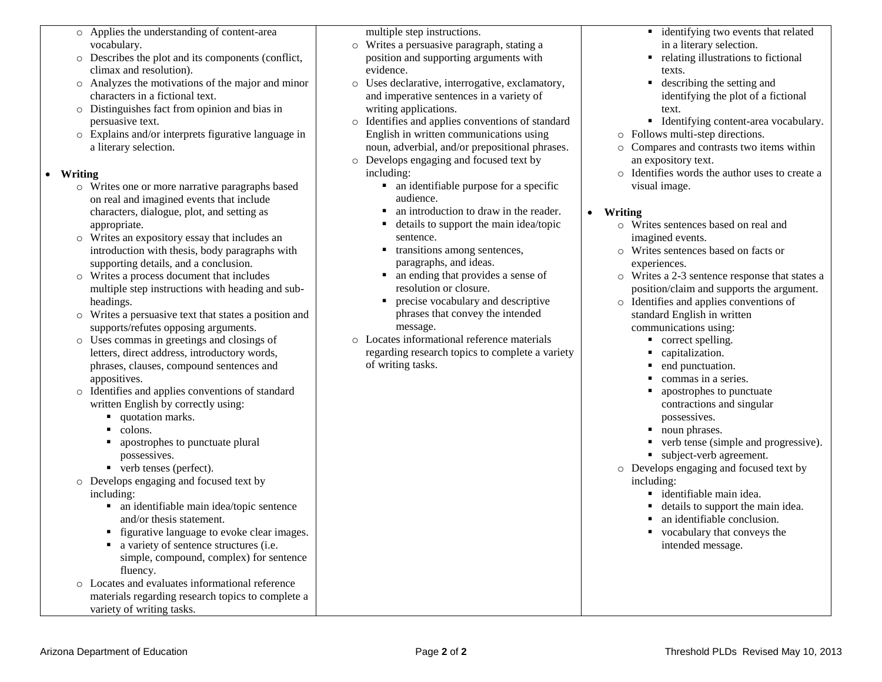| | | |
|---|---|---|
| - Applies the understanding of content-area vocabulary.<br>- Describes the plot and its components (conflict, climax and resolution).<br>- Analyzes the motivations of the major and minor characters in a fictional text.<br>- Distinguishes fact from opinion and bias in persuasive text.<br>- Explains and/or interprets figurative language in a literary selection.<br><br>**Writing**<br>- Writes one or more narrative paragraphs based on real and imagined events that include characters, dialogue, plot, and setting as appropriate.<br>- Writes an expository essay that includes an introduction with thesis, body paragraphs with supporting details, and a conclusion.<br>- Writes a process document that includes multiple step instructions with heading and sub-headings.<br>- Writes a persuasive text that states a position and supports/refutes opposing arguments.<br>- Uses commas in greetings and closings of letters, direct address, introductory words, phrases, clauses, compound sentences and appositives.<br>- Identifies and applies conventions of standard written English by correctly using:<br>&nbsp;&nbsp;▪ quotation marks.<br>&nbsp;&nbsp;▪ colons.<br>&nbsp;&nbsp;▪ apostrophes to punctuate plural possessives.<br>&nbsp;&nbsp;▪ verb tenses (perfect).<br>- Develops engaging and focused text by including:<br>&nbsp;&nbsp;▪ an identifiable main idea/topic sentence and/or thesis statement.<br>&nbsp;&nbsp;▪ figurative language to evoke clear images.<br>&nbsp;&nbsp;▪ a variety of sentence structures (i.e. simple, compound, complex) for sentence fluency.<br>- Locates and evaluates informational reference materials regarding research topics to complete a variety of writing tasks. | multiple step instructions.<br>- Writes a persuasive paragraph, stating a position and supporting arguments with evidence.<br>- Uses declarative, interrogative, exclamatory, and imperative sentences in a variety of writing applications.<br>- Identifies and applies conventions of standard English in written communications using noun, adverbial, and/or prepositional phrases.<br>- Develops engaging and focused text by including:<br>&nbsp;&nbsp;▪ an identifiable purpose for a specific audience.<br>&nbsp;&nbsp;▪ an introduction to draw in the reader.<br>&nbsp;&nbsp;▪ details to support the main idea/topic sentence.<br>&nbsp;&nbsp;▪ transitions among sentences, paragraphs, and ideas.<br>&nbsp;&nbsp;▪ an ending that provides a sense of resolution or closure.<br>&nbsp;&nbsp;▪ precise vocabulary and descriptive phrases that convey the intended message.<br>- Locates informational reference materials regarding research topics to complete a variety of writing tasks. | &nbsp;&nbsp;▪ identifying two events that related in a literary selection.<br>&nbsp;&nbsp;▪ relating illustrations to fictional texts.<br>&nbsp;&nbsp;▪ describing the setting and identifying the plot of a fictional text.<br>&nbsp;&nbsp;▪ Identifying content-area vocabulary.<br>- Follows multi-step directions.<br>- Compares and contrasts two items within an expository text.<br>- Identifies words the author uses to create a visual image.<br><br>**Writing**<br>- Writes sentences based on real and imagined events.<br>- Writes sentences based on facts or experiences.<br>- Writes a 2-3 sentence response that states a position/claim and supports the argument.<br>- Identifies and applies conventions of standard English in written communications using:<br>&nbsp;&nbsp;▪ correct spelling.<br>&nbsp;&nbsp;▪ capitalization.<br>&nbsp;&nbsp;▪ end punctuation.<br>&nbsp;&nbsp;▪ commas in a series.<br>&nbsp;&nbsp;▪ apostrophes to punctuate contractions and singular possessives.<br>&nbsp;&nbsp;▪ noun phrases.<br>&nbsp;&nbsp;▪ verb tense (simple and progressive).<br>&nbsp;&nbsp;▪ subject-verb agreement.<br>- Develops engaging and focused text by including:<br>&nbsp;&nbsp;▪ identifiable main idea.<br>&nbsp;&nbsp;▪ details to support the main idea.<br>&nbsp;&nbsp;▪ an identifiable conclusion.<br>&nbsp;&nbsp;▪ vocabulary that conveys the intended message. |